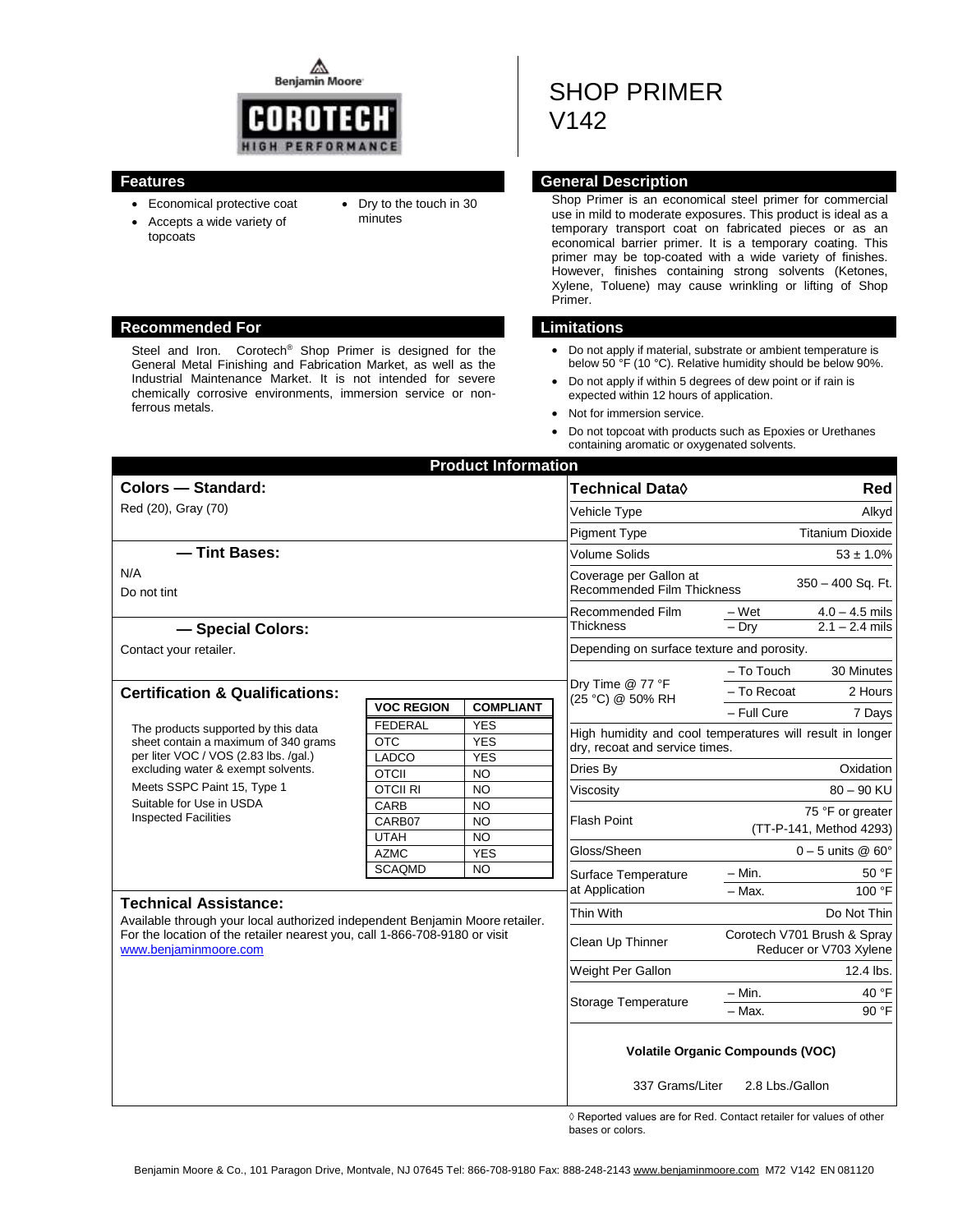Benjamin Moore

COROTECH® HIGH PERFORMANCE

# SHOP PRIMER V142

## Features

- Economical protective coat
- Accepts a wide variety of topcoats
- Dry to the touch in 30 minutes

## General Description

Shop Primer is an economical steel primer for commercial use in mild to moderate exposures. This product is ideal as a temporary transport coat on fabricated pieces or as an economical barrier primer. It is a temporary coating. This primer may be top-coated with a wide variety of finishes. However, finishes containing strong solvents (Ketones, Xylene, Toluene) may cause wrinkling or lifting of Shop Primer.

## Recommended For

Steel and Iron. Corotech® Shop Primer is designed for the General Metal Finishing and Fabrication Market, as well as the Industrial Maintenance Market. It is not intended for severe chemically corrosive environments, immersion service or non-ferrous metals.

## Limitations

- Do not apply if material, substrate or ambient temperature is below 50 °F (10 °C). Relative humidity should be below 90%.
- Do not apply if within 5 degrees of dew point or if rain is expected within 12 hours of application.
- Not for immersion service.
- Do not topcoat with products such as Epoxies or Urethanes containing aromatic or oxygenated solvents.

## Product Information

### Colors — Standard:

Red (20), Gray (70)

### — Tint Bases:

N/A

Do not tint

### — Special Colors:

Contact your retailer.

### Certification & Qualifications:

The products supported by this data sheet contain a maximum of 340 grams per liter VOC / VOS (2.83 lbs. /gal.) excluding water & exempt solvents.

Meets SSPC Paint 15, Type 1

Suitable for Use in USDA Inspected Facilities

| VOC REGION | COMPLIANT |
|---|---|
| FEDERAL | YES |
| OTC | YES |
| LADCO | YES |
| OTCII | NO |
| OTCII RI | NO |
| CARB | NO |
| CARB07 | NO |
| UTAH | NO |
| AZMC | YES |
| SCAQMD | NO |

### Technical Assistance:

Available through your local authorized independent Benjamin Moore retailer. For the location of the retailer nearest you, call 1-866-708-9180 or visit www.benjaminmoore.com

| Technical Data◊ | | Red |
|---|---|---|
| Vehicle Type | | Alkyd |
| Pigment Type | | Titanium Dioxide |
| Volume Solids | | 53 ± 1.0% |
| Coverage per Gallon at Recommended Film Thickness | | 350 – 400 Sq. Ft. |
| Recommended Film Thickness | – Wet | 4.0 – 4.5 mils |
| | – Dry | 2.1 – 2.4 mils |
| Depending on surface texture and porosity. | | |
| Dry Time @ 77 °F (25 °C) @ 50% RH | – To Touch | 30 Minutes |
| | – To Recoat | 2 Hours |
| | – Full Cure | 7 Days |
| High humidity and cool temperatures will result in longer dry, recoat and service times. | | |
| Dries By | | Oxidation |
| Viscosity | | 80 – 90 KU |
| Flash Point | | 75 °F or greater (TT-P-141, Method 4293) |
| Gloss/Sheen | | 0 – 5 units @ 60° |
| Surface Temperature at Application | – Min. | 50 °F |
| | – Max. | 100 °F |
| Thin With | | Do Not Thin |
| Clean Up Thinner | | Corotech V701 Brush & Spray Reducer or V703 Xylene |
| Weight Per Gallon | | 12.4 lbs. |
| Storage Temperature | – Min. | 40 °F |
| | – Max. | 90 °F |

**Volatile Organic Compounds (VOC)**

337 Grams/Liter 2.8 Lbs./Gallon

◊ Reported values are for Red. Contact retailer for values of other bases or colors.

Benjamin Moore & Co., 101 Paragon Drive, Montvale, NJ 07645 Tel: 866-708-9180 Fax: 888-248-2143 www.benjaminmoore.com M72 V142 EN 081120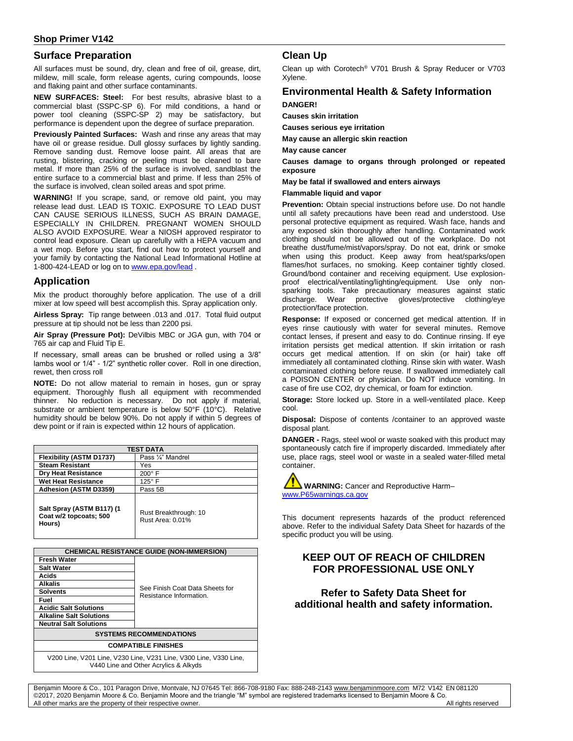## Surface Preparation

All surfaces must be sound, dry, clean and free of oil, grease, dirt, mildew, mill scale, form release agents, curing compounds, loose and flaking paint and other surface contaminants.

**NEW SURFACES: Steel:** For best results, abrasive blast to a commercial blast (SSPC-SP 6). For mild conditions, a hand or power tool cleaning (SSPC-SP 2) may be satisfactory, but performance is dependent upon the degree of surface preparation.

**Previously Painted Surfaces:** Wash and rinse any areas that may have oil or grease residue. Dull glossy surfaces by lightly sanding. Remove sanding dust. Remove loose paint. All areas that are rusting, blistering, cracking or peeling must be cleaned to bare metal. If more than 25% of the surface is involved, sandblast the entire surface to a commercial blast and prime. If less than 25% of the surface is involved, clean soiled areas and spot prime.

**WARNING!** If you scrape, sand, or remove old paint, you may release lead dust. LEAD IS TOXIC. EXPOSURE TO LEAD DUST CAN CAUSE SERIOUS ILLNESS, SUCH AS BRAIN DAMAGE, ESPECIALLY IN CHILDREN. PREGNANT WOMEN SHOULD ALSO AVOID EXPOSURE. Wear a NIOSH approved respirator to control lead exposure. Clean up carefully with a HEPA vacuum and a wet mop. Before you start, find out how to protect yourself and your family by contacting the National Lead Informational Hotline at 1-800-424-LEAD or log on to www.epa.gov/lead .

## Application

Mix the product thoroughly before application. The use of a drill mixer at low speed will best accomplish this. Spray application only.

**Airless Spray:** Tip range between .013 and .017. Total fluid output pressure at tip should not be less than 2200 psi.

**Air Spray (Pressure Pot):** DeVilbis MBC or JGA gun, with 704 or 765 air cap and Fluid Tip E.

If necessary, small areas can be brushed or rolled using a 3/8" lambs wool or 1/4" - 1/2" synthetic roller cover. Roll in one direction, rewet, then cross roll

**NOTE:** Do not allow material to remain in hoses, gun or spray equipment. Thoroughly flush all equipment with recommended thinner. No reduction is necessary. Do not apply if material, substrate or ambient temperature is below 50°F (10°C). Relative humidity should be below 90%. Do not apply if within 5 degrees of dew point or if rain is expected within 12 hours of application.

| TEST DATA | |
|---|---|
| **Flexibility (ASTM D1737)** | Pass ¼" Mandrel |
| **Steam Resistant** | Yes |
| **Dry Heat Resistance** | 200° F |
| **Wet Heat Resistance** | 125° F |
| **Adhesion (ASTM D3359)** | Pass 5B |
| **Salt Spray (ASTM B117) (1 Coat w/2 topcoats; 500 Hours)** | Rust Breakthrough: 10<br>Rust Area: 0.01% |

| CHEMICAL RESISTANCE GUIDE (NON-IMMERSION) | |
|---|---|
| **Fresh Water** | See Finish Coat Data Sheets for Resistance Information. |
| **Salt Water** | |
| **Acids** | |
| **Alkalis** | |
| **Solvents** | |
| **Fuel** | |
| **Acidic Salt Solutions** | |
| **Alkaline Salt Solutions** | |
| **Neutral Salt Solutions** | |
| **SYSTEMS RECOMMENDATIONS** | |
| **COMPATIBLE FINISHES** | |
| V200 Line, V201 Line, V230 Line, V231 Line, V300 Line, V330 Line, V440 Line and Other Acrylics & Alkyds | |

## Clean Up

Clean up with Corotech® V701 Brush & Spray Reducer or V703 Xylene.

## Environmental Health & Safety Information

**DANGER!**

**Causes skin irritation**

**Causes serious eye irritation**

**May cause an allergic skin reaction**

**May cause cancer**

**Causes damage to organs through prolonged or repeated exposure**

**May be fatal if swallowed and enters airways**

**Flammable liquid and vapor**

**Prevention:** Obtain special instructions before use. Do not handle until all safety precautions have been read and understood. Use personal protective equipment as required. Wash face, hands and any exposed skin thoroughly after handling. Contaminated work clothing should not be allowed out of the workplace. Do not breathe dust/fume/mist/vapors/spray. Do not eat, drink or smoke when using this product. Keep away from heat/sparks/open flames/hot surfaces, no smoking. Keep container tightly closed. Ground/bond container and receiving equipment. Use explosion-proof electrical/ventilating/lighting/equipment. Use only non-sparking tools. Take precautionary measures against static discharge. Wear protective gloves/protective clothing/eye protection/face protection.

**Response:** If exposed or concerned get medical attention. If in eyes rinse cautiously with water for several minutes. Remove contact lenses, if present and easy to do. Continue rinsing. If eye irritation persists get medical attention. If skin irritation or rash occurs get medical attention. If on skin (or hair) take off immediately all contaminated clothing. Rinse skin with water. Wash contaminated clothing before reuse. If swallowed immediately call a POISON CENTER or physician. Do NOT induce vomiting. In case of fire use CO2, dry chemical, or foam for extinction.

**Storage:** Store locked up. Store in a well-ventilated place. Keep cool.

**Disposal:** Dispose of contents /container to an approved waste disposal plant.

**DANGER -** Rags, steel wool or waste soaked with this product may spontaneously catch fire if improperly discarded. Immediately after use, place rags, steel wool or waste in a sealed water-filled metal container.

**WARNING:** Cancer and Reproductive Harm– www.P65warnings.ca.gov

This document represents hazards of the product referenced above. Refer to the individual Safety Data Sheet for hazards of the specific product you will be using.

**KEEP OUT OF REACH OF CHILDREN**
**FOR PROFESSIONAL USE ONLY**

**Refer to Safety Data Sheet for additional health and safety information.**

Benjamin Moore & Co., 101 Paragon Drive, Montvale, NJ 07645 Tel: 866-708-9180 Fax: 888-248-2143 www.benjaminmoore.com M72 V142 EN 081120
©2017, 2020 Benjamin Moore & Co. Benjamin Moore and the triangle "M" symbol are registered trademarks licensed to Benjamin Moore & Co.
All other marks are the property of their respective owner. All rights reserved